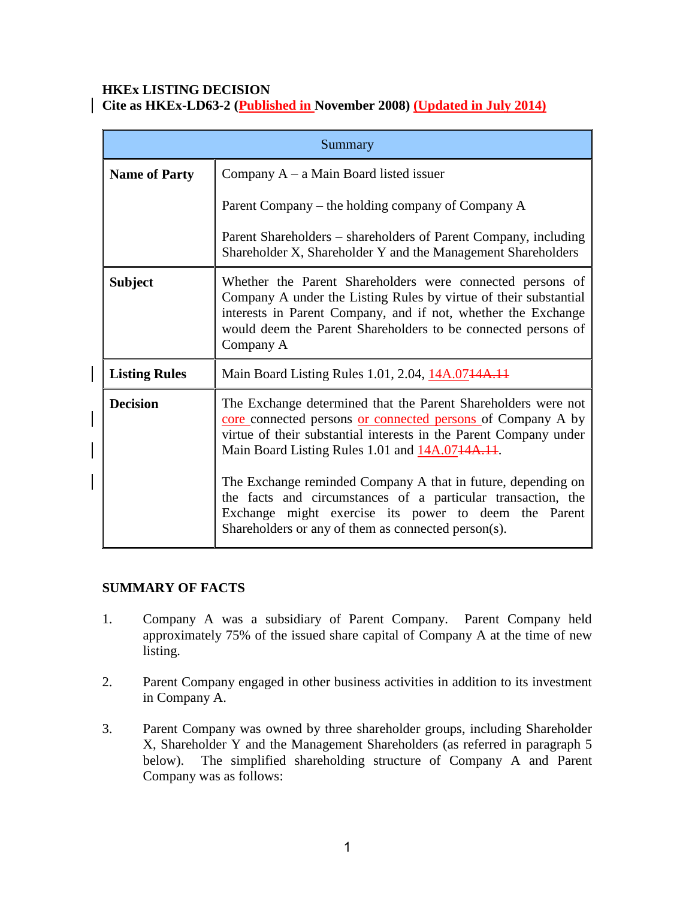**HKEx LISTING DECISION**
**Cite as HKEx-LD63-2 (Published in November 2008) (Updated in July 2014)**

| Summary | |
|---|---|
| **Name of Party** | Company A – a Main Board listed issuer<br><br>Parent Company – the holding company of Company A<br><br>Parent Shareholders – shareholders of Parent Company, including Shareholder X, Shareholder Y and the Management Shareholders |
| **Subject** | Whether the Parent Shareholders were connected persons of Company A under the Listing Rules by virtue of their substantial interests in Parent Company, and if not, whether the Exchange would deem the Parent Shareholders to be connected persons of Company A |
| **Listing Rules** | Main Board Listing Rules 1.01, 2.04, 14A.07~~14A.11~~ |
| **Decision** | The Exchange determined that the Parent Shareholders were not core connected persons or connected persons of Company A by virtue of their substantial interests in the Parent Company under Main Board Listing Rules 1.01 and 14A.07~~14A.11~~.<br><br>The Exchange reminded Company A that in future, depending on the facts and circumstances of a particular transaction, the Exchange might exercise its power to deem the Parent Shareholders or any of them as connected person(s). |

**SUMMARY OF FACTS**

1. Company A was a subsidiary of Parent Company. Parent Company held approximately 75% of the issued share capital of Company A at the time of new listing.

2. Parent Company engaged in other business activities in addition to its investment in Company A.

3. Parent Company was owned by three shareholder groups, including Shareholder X, Shareholder Y and the Management Shareholders (as referred in paragraph 5 below). The simplified shareholding structure of Company A and Parent Company was as follows: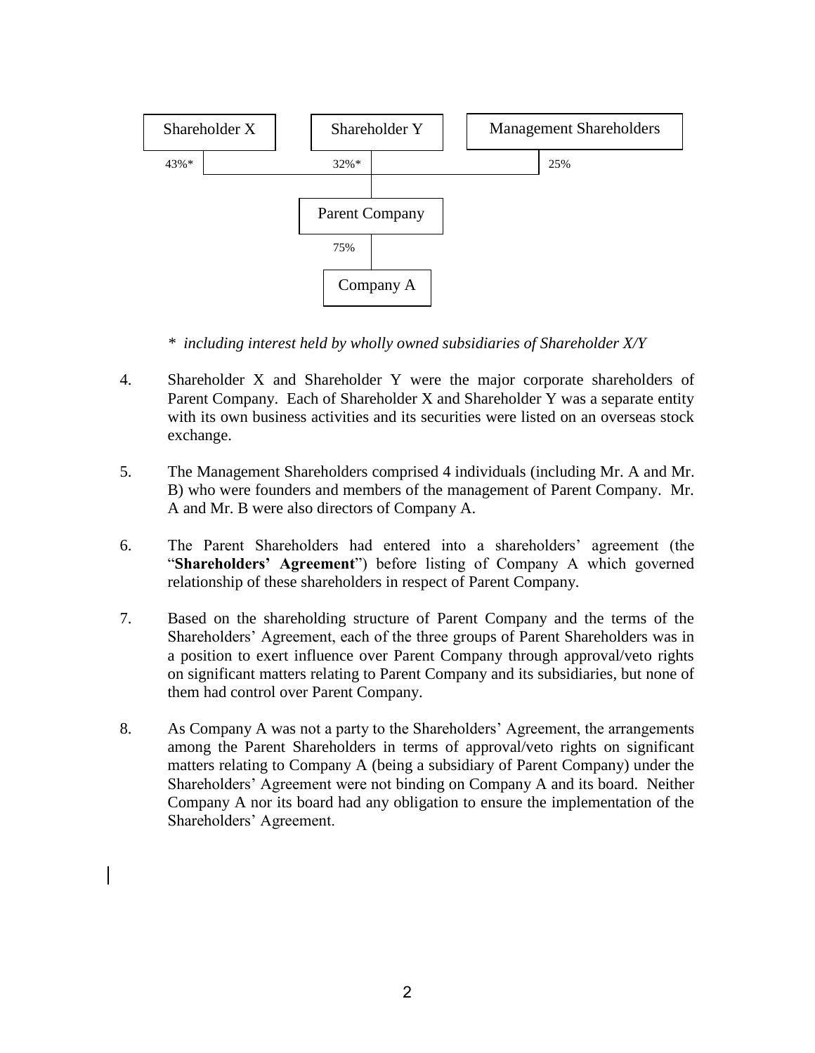Shareholder X — 43%* → Parent Company
Shareholder Y — 32%* → Parent Company
Management Shareholders — 25% → Parent Company
Parent Company — 75% → Company A

*\* including interest held by wholly owned subsidiaries of Shareholder X/Y*

4. Shareholder X and Shareholder Y were the major corporate shareholders of Parent Company. Each of Shareholder X and Shareholder Y was a separate entity with its own business activities and its securities were listed on an overseas stock exchange.

5. The Management Shareholders comprised 4 individuals (including Mr. A and Mr. B) who were founders and members of the management of Parent Company. Mr. A and Mr. B were also directors of Company A.

6. The Parent Shareholders had entered into a shareholders' agreement (the "**Shareholders' Agreement**") before listing of Company A which governed relationship of these shareholders in respect of Parent Company.

7. Based on the shareholding structure of Parent Company and the terms of the Shareholders' Agreement, each of the three groups of Parent Shareholders was in a position to exert influence over Parent Company through approval/veto rights on significant matters relating to Parent Company and its subsidiaries, but none of them had control over Parent Company.

8. As Company A was not a party to the Shareholders' Agreement, the arrangements among the Parent Shareholders in terms of approval/veto rights on significant matters relating to Company A (being a subsidiary of Parent Company) under the Shareholders' Agreement were not binding on Company A and its board. Neither Company A nor its board had any obligation to ensure the implementation of the Shareholders' Agreement.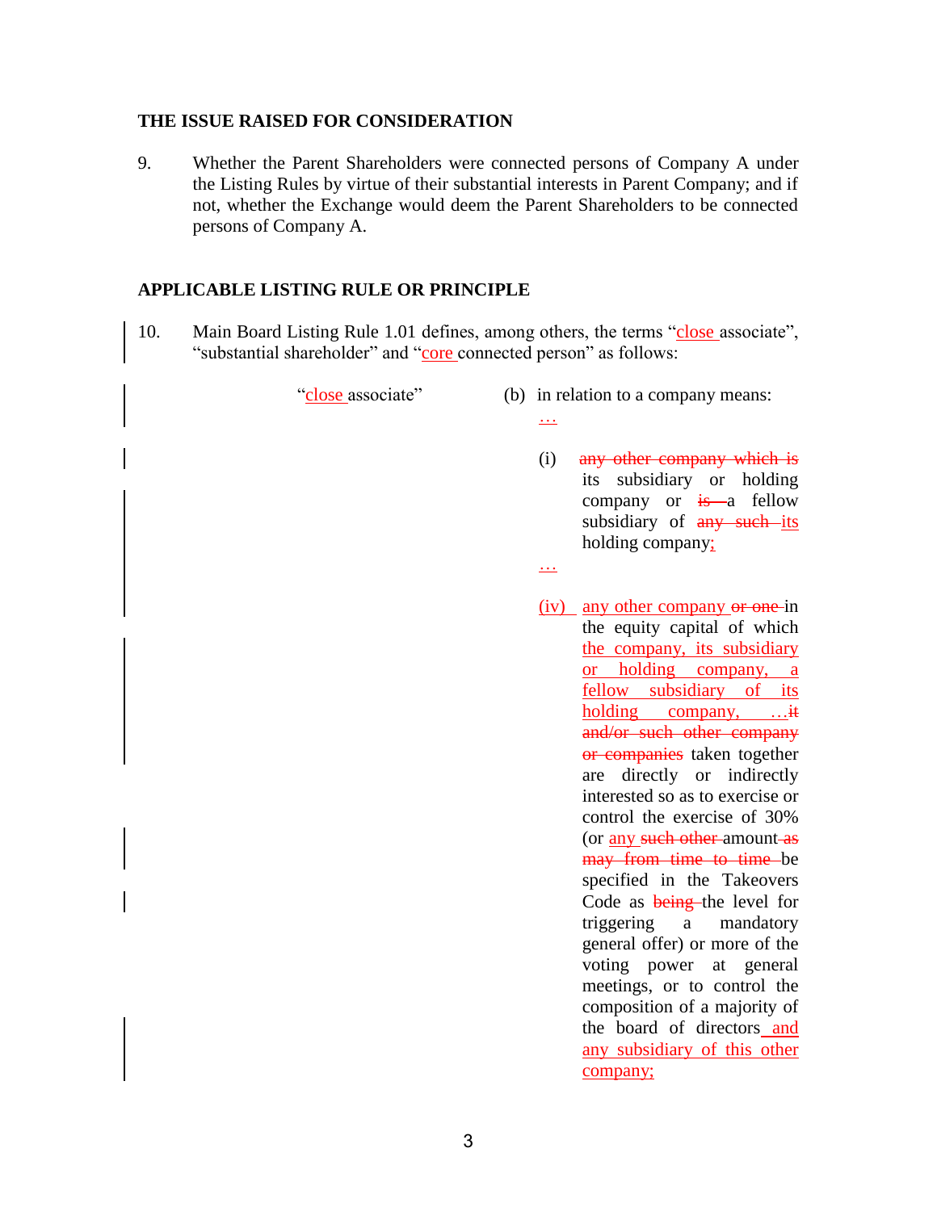## THE ISSUE RAISED FOR CONSIDERATION

9. Whether the Parent Shareholders were connected persons of Company A under the Listing Rules by virtue of their substantial interests in Parent Company; and if not, whether the Exchange would deem the Parent Shareholders to be connected persons of Company A.

## APPLICABLE LISTING RULE OR PRINCIPLE

10. Main Board Listing Rule 1.01 defines, among others, the terms "close associate", "substantial shareholder" and "core connected person" as follows:

"close associate" (b) in relation to a company means:

…

(i) any other company which is its subsidiary or holding company or is a fellow subsidiary of any such its holding company;

…

(iv) any other company or one in the equity capital of which the company, its subsidiary or holding company, a fellow subsidiary of its holding company, …it and/or such other company or companies taken together are directly or indirectly interested so as to exercise or control the exercise of 30% (or any such other amount as may from time to time be specified in the Takeovers Code as being the level for triggering a mandatory general offer) or more of the voting power at general meetings, or to control the composition of a majority of the board of directors and any subsidiary of this other company;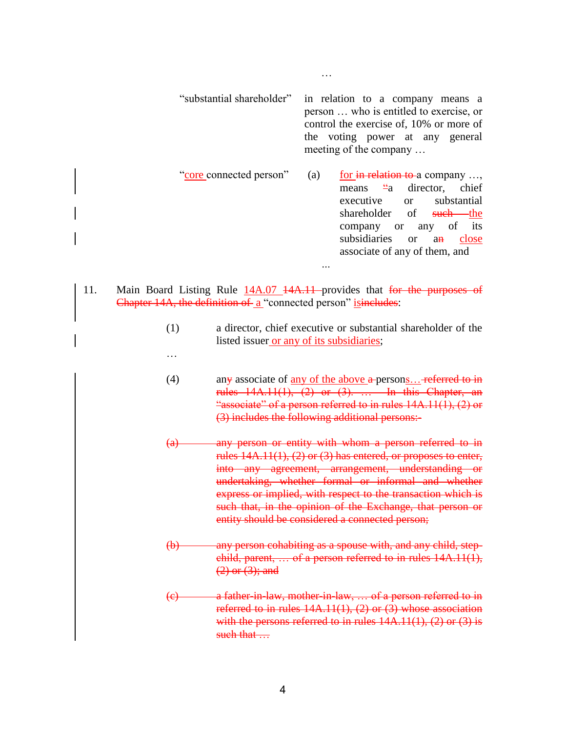…

"substantial shareholder" in relation to a company means a person … who is entitled to exercise, or control the exercise of, 10% or more of the voting power at any general meeting of the company …

"<ins>core</ins> connected person" (a) <ins>for</ins> ~~in relation to~~ a company …, means ~~"~~a director, chief executive or substantial shareholder of ~~such~~ <ins>the</ins> company or any of its subsidiaries or a~~n~~ <ins>close</ins> associate of any of them, and

...

11. Main Board Listing Rule <ins>14A.07</ins> ~~14A.11~~ provides that ~~for the purposes of Chapter 14A, the definition of~~ <ins>a</ins> "connected person" <ins>is</ins>~~includes~~:

(1) a director, chief executive or substantial shareholder of the listed issuer <ins>or any of its subsidiaries</ins>;

…

(4) an~~y~~ associate of <ins>any of the above</ins> ~~a~~ person<ins>s…</ins> ~~referred to in rules 14A.11(1), (2) or (3). … In this Chapter, an "associate" of a person referred to in rules 14A.11(1), (2) or (3) includes the following additional persons:-~~

~~(a) any person or entity with whom a person referred to in rules 14A.11(1), (2) or (3) has entered, or proposes to enter, into any agreement, arrangement, understanding or undertaking, whether formal or informal and whether express or implied, with respect to the transaction which is such that, in the opinion of the Exchange, that person or entity should be considered a connected person;~~

~~(b) any person cohabiting as a spouse with, and any child, step-child, parent, … of a person referred to in rules 14A.11(1), (2) or (3); and~~

~~(c) a father-in-law, mother-in-law, … of a person referred to in referred to in rules 14A.11(1), (2) or (3) whose association with the persons referred to in rules 14A.11(1), (2) or (3) is such that …~~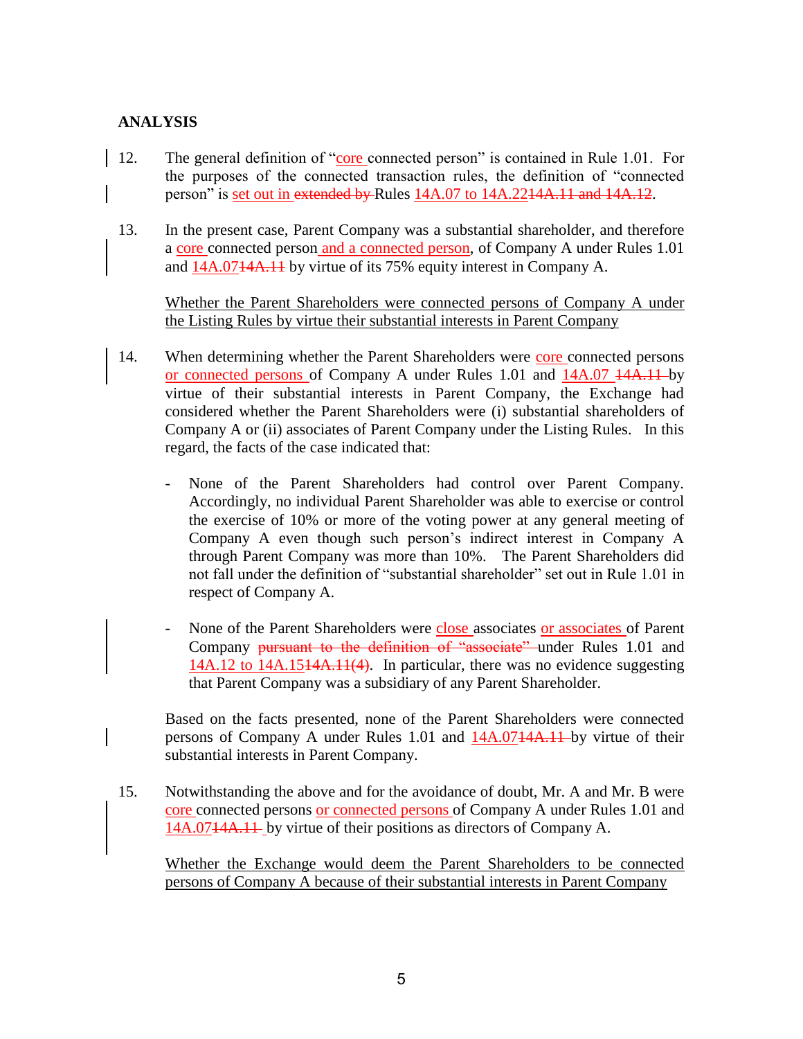**ANALYSIS**

12. The general definition of "core connected person" is contained in Rule 1.01. For the purposes of the connected transaction rules, the definition of "connected person" is set out in ~~extended by~~ Rules 14A.07 to 14A.22~~14A.11 and 14A.12~~.

13. In the present case, Parent Company was a substantial shareholder, and therefore a core connected person and a connected person, of Company A under Rules 1.01 and 14A.07~~14A.11~~ by virtue of its 75% equity interest in Company A.

<u>Whether the Parent Shareholders were connected persons of Company A under the Listing Rules by virtue their substantial interests in Parent Company</u>

14. When determining whether the Parent Shareholders were core connected persons or connected persons of Company A under Rules 1.01 and 14A.07 ~~14A.11~~ by virtue of their substantial interests in Parent Company, the Exchange had considered whether the Parent Shareholders were (i) substantial shareholders of Company A or (ii) associates of Parent Company under the Listing Rules. In this regard, the facts of the case indicated that:

- None of the Parent Shareholders had control over Parent Company. Accordingly, no individual Parent Shareholder was able to exercise or control the exercise of 10% or more of the voting power at any general meeting of Company A even though such person's indirect interest in Company A through Parent Company was more than 10%. The Parent Shareholders did not fall under the definition of "substantial shareholder" set out in Rule 1.01 in respect of Company A.

- None of the Parent Shareholders were close associates or associates of Parent Company ~~pursuant to the definition of "associate"~~ under Rules 1.01 and 14A.12 to 14A.15~~14A.11(4)~~. In particular, there was no evidence suggesting that Parent Company was a subsidiary of any Parent Shareholder.

Based on the facts presented, none of the Parent Shareholders were connected persons of Company A under Rules 1.01 and 14A.07~~14A.11~~ by virtue of their substantial interests in Parent Company.

15. Notwithstanding the above and for the avoidance of doubt, Mr. A and Mr. B were core connected persons or connected persons of Company A under Rules 1.01 and 14A.07~~14A.11~~ by virtue of their positions as directors of Company A.

<u>Whether the Exchange would deem the Parent Shareholders to be connected persons of Company A because of their substantial interests in Parent Company</u>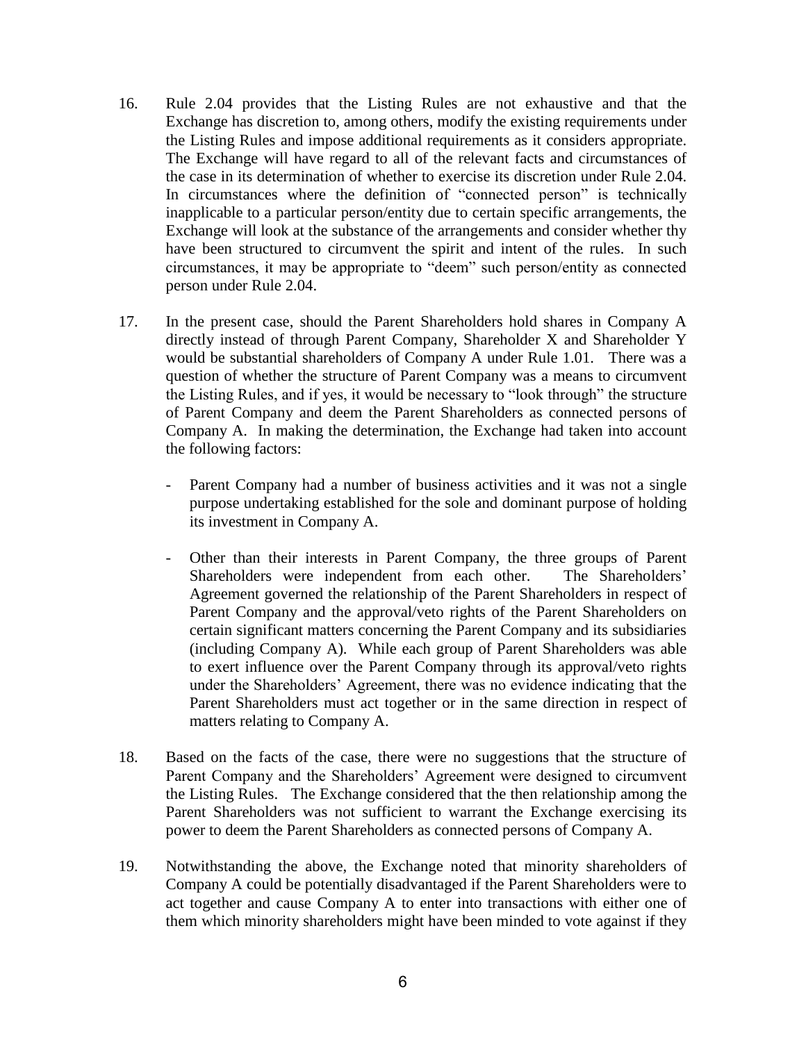16. Rule 2.04 provides that the Listing Rules are not exhaustive and that the Exchange has discretion to, among others, modify the existing requirements under the Listing Rules and impose additional requirements as it considers appropriate. The Exchange will have regard to all of the relevant facts and circumstances of the case in its determination of whether to exercise its discretion under Rule 2.04. In circumstances where the definition of "connected person" is technically inapplicable to a particular person/entity due to certain specific arrangements, the Exchange will look at the substance of the arrangements and consider whether thy have been structured to circumvent the spirit and intent of the rules. In such circumstances, it may be appropriate to "deem" such person/entity as connected person under Rule 2.04.

17. In the present case, should the Parent Shareholders hold shares in Company A directly instead of through Parent Company, Shareholder X and Shareholder Y would be substantial shareholders of Company A under Rule 1.01. There was a question of whether the structure of Parent Company was a means to circumvent the Listing Rules, and if yes, it would be necessary to "look through" the structure of Parent Company and deem the Parent Shareholders as connected persons of Company A. In making the determination, the Exchange had taken into account the following factors:

    - Parent Company had a number of business activities and it was not a single purpose undertaking established for the sole and dominant purpose of holding its investment in Company A.

    - Other than their interests in Parent Company, the three groups of Parent Shareholders were independent from each other. The Shareholders' Agreement governed the relationship of the Parent Shareholders in respect of Parent Company and the approval/veto rights of the Parent Shareholders on certain significant matters concerning the Parent Company and its subsidiaries (including Company A). While each group of Parent Shareholders was able to exert influence over the Parent Company through its approval/veto rights under the Shareholders' Agreement, there was no evidence indicating that the Parent Shareholders must act together or in the same direction in respect of matters relating to Company A.

18. Based on the facts of the case, there were no suggestions that the structure of Parent Company and the Shareholders' Agreement were designed to circumvent the Listing Rules. The Exchange considered that the then relationship among the Parent Shareholders was not sufficient to warrant the Exchange exercising its power to deem the Parent Shareholders as connected persons of Company A.

19. Notwithstanding the above, the Exchange noted that minority shareholders of Company A could be potentially disadvantaged if the Parent Shareholders were to act together and cause Company A to enter into transactions with either one of them which minority shareholders might have been minded to vote against if they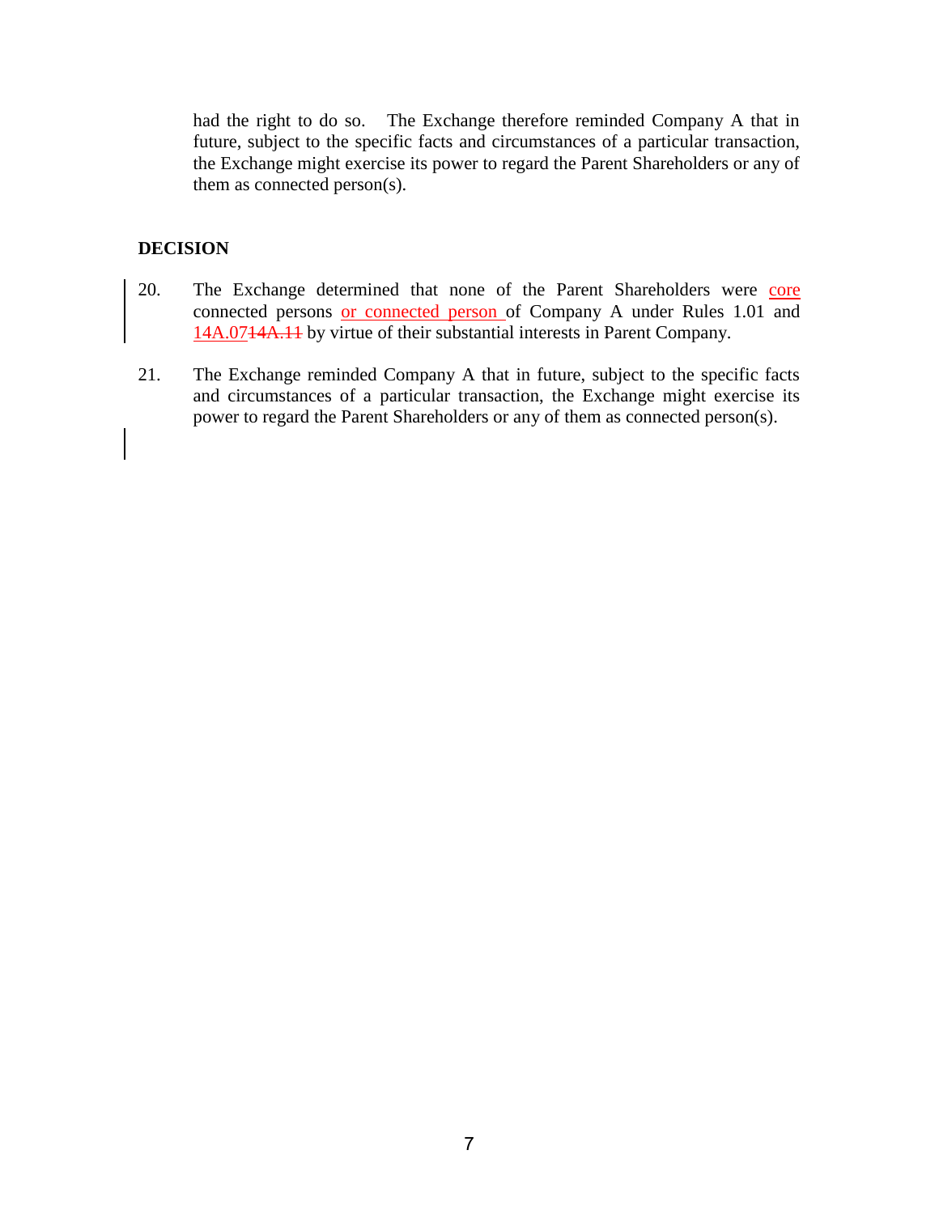had the right to do so. The Exchange therefore reminded Company A that in future, subject to the specific facts and circumstances of a particular transaction, the Exchange might exercise its power to regard the Parent Shareholders or any of them as connected person(s).

## DECISION

20. The Exchange determined that none of the Parent Shareholders were core connected persons or connected person of Company A under Rules 1.01 and 14A.07~~14A.11~~ by virtue of their substantial interests in Parent Company.

21. The Exchange reminded Company A that in future, subject to the specific facts and circumstances of a particular transaction, the Exchange might exercise its power to regard the Parent Shareholders or any of them as connected person(s).